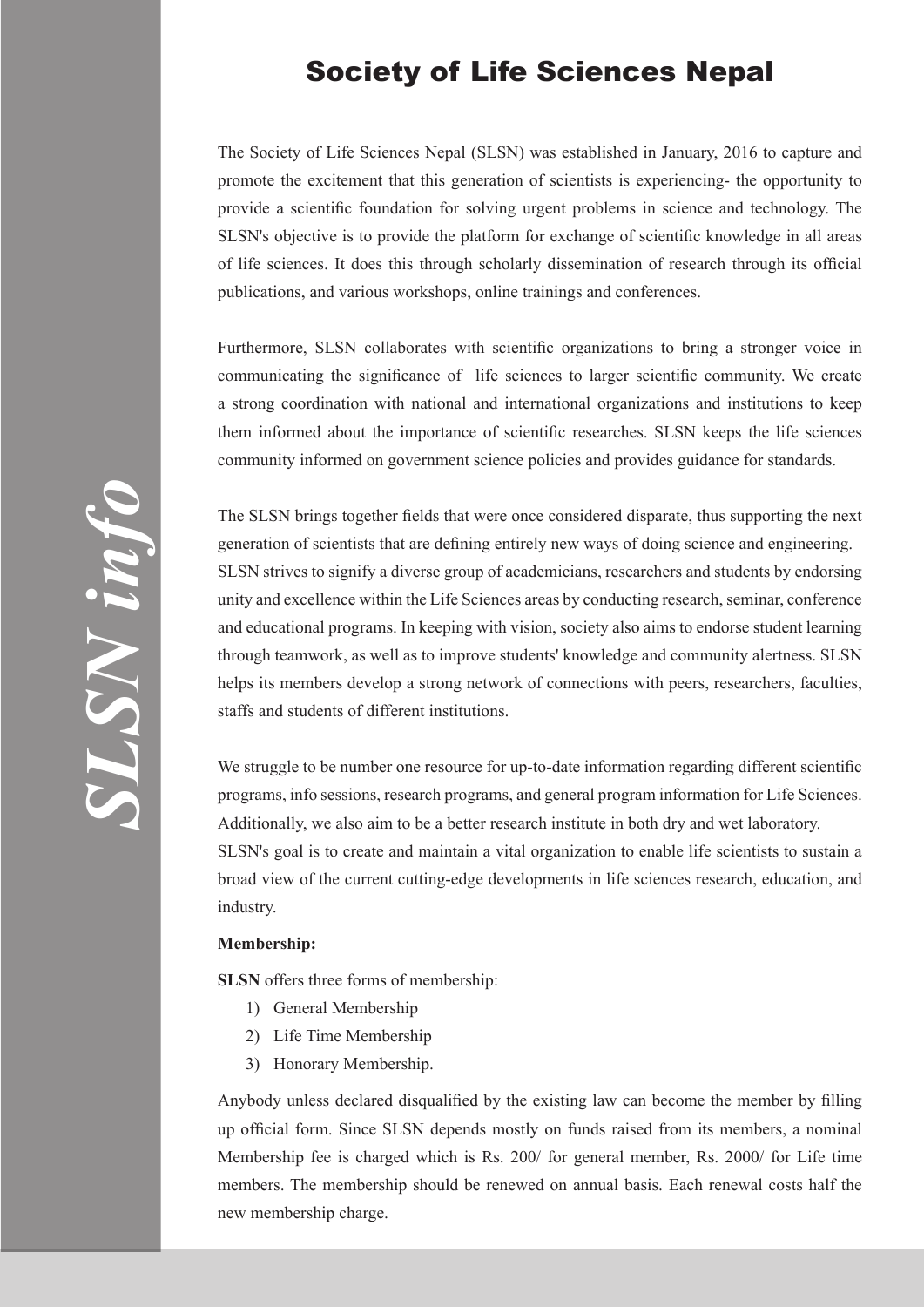# Society of Life Sciences Nepal

The Society of Life Sciences Nepal (SLSN) was established in January, 2016 to capture and promote the excitement that this generation of scientists is experiencing- the opportunity to provide a scientific foundation for solving urgent problems in science and technology. The SLSN's objective is to provide the platform for exchange of scientific knowledge in all areas of life sciences. It does this through scholarly dissemination of research through its official publications, and various workshops, online trainings and conferences.

Furthermore, SLSN collaborates with scientific organizations to bring a stronger voice in communicating the significance of life sciences to larger scientific community. We create a strong coordination with national and international organizations and institutions to keep them informed about the importance of scientific researches. SLSN keeps the life sciences community informed on government science policies and provides guidance for standards.

The SLSN brings together fields that were once considered disparate, thus supporting the next generation of scientists that are defining entirely new ways of doing science and engineering. SLSN strives to signify a diverse group of academicians, researchers and students by endorsing unity and excellence within the Life Sciences areas by conducting research, seminar, conference and educational programs. In keeping with vision, society also aims to endorse student learning through teamwork, as well as to improve students' knowledge and community alertness. SLSN helps its members develop a strong network of connections with peers, researchers, faculties, staffs and students of different institutions.

We struggle to be number one resource for up-to-date information regarding different scientific programs, info sessions, research programs, and general program information for Life Sciences. Additionally, we also aim to be a better research institute in both dry and wet laboratory. SLSN's goal is to create and maintain a vital organization to enable life scientists to sustain a broad view of the current cutting-edge developments in life sciences research, education, and industry.

**Membership:**

**SLSN** offers three forms of membership:

1) General Membership
2) Life Time Membership
3) Honorary Membership.

Anybody unless declared disqualified by the existing law can become the member by filling up official form. Since SLSN depends mostly on funds raised from its members, a nominal Membership fee is charged which is Rs. 200/ for general member, Rs. 2000/ for Life time members. The membership should be renewed on annual basis. Each renewal costs half the new membership charge.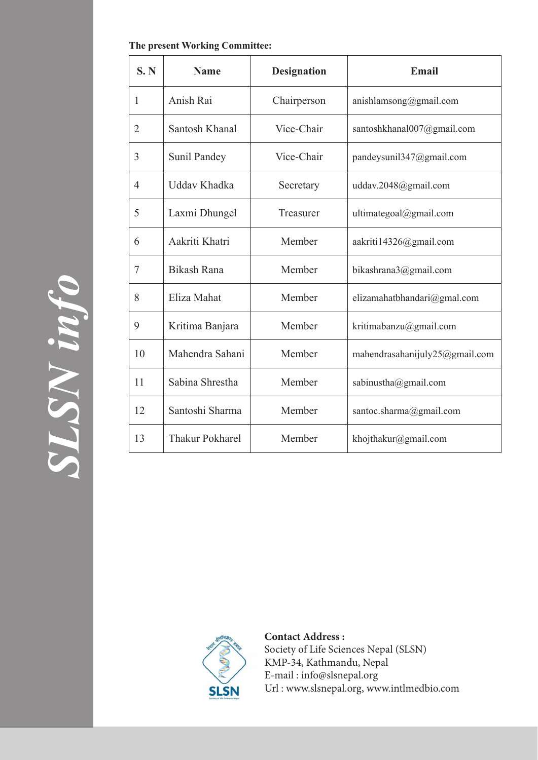**The present Working Committee:**

| S. N | Name | Designation | Email |
|---|---|---|---|
| 1 | Anish Rai | Chairperson | anishlamsong@gmail.com |
| 2 | Santosh Khanal | Vice-Chair | santoshkhanal007@gmail.com |
| 3 | Sunil Pandey | Vice-Chair | pandeysunil347@gmail.com |
| 4 | Uddav Khadka | Secretary | uddav.2048@gmail.com |
| 5 | Laxmi Dhungel | Treasurer | ultimategoal@gmail.com |
| 6 | Aakriti Khatri | Member | aakriti14326@gmail.com |
| 7 | Bikash Rana | Member | bikashrana3@gmail.com |
| 8 | Eliza Mahat | Member | elizamahatbhandari@gmal.com |
| 9 | Kritima Banjara | Member | kritimabanzu@gmail.com |
| 10 | Mahendra Sahani | Member | mahendrasahanijuly25@gmail.com |
| 11 | Sabina Shrestha | Member | sabinustha@gmail.com |
| 12 | Santoshi Sharma | Member | santoc.sharma@gmail.com |
| 13 | Thakur Pokharel | Member | khojthakur@gmail.com |

**Contact Address :**
Society of Life Sciences Nepal (SLSN)
KMP-34, Kathmandu, Nepal
E-mail : info@slsnepal.org
Url : www.slsnepal.org, www.intlmedbio.com